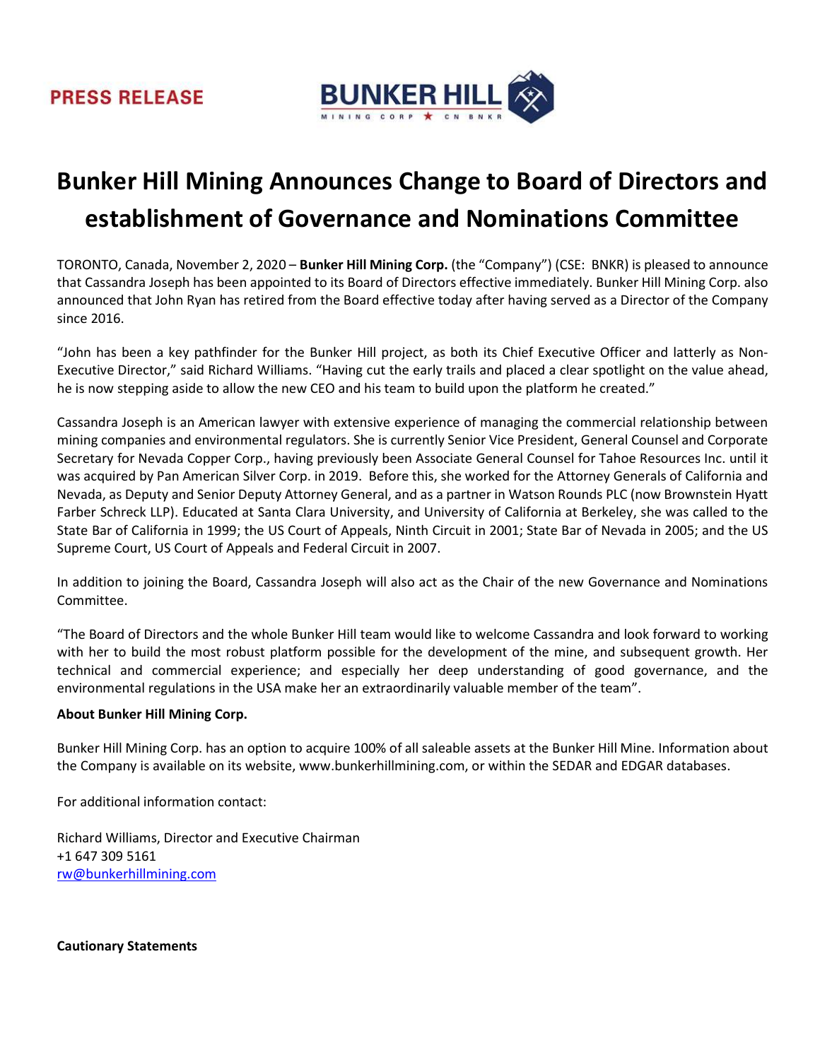**PRESS RELEASE**

**BUNKER HILL** MINING CORP ★ CN BNKR

# Bunker Hill Mining Announces Change to Board of Directors and establishment of Governance and Nominations Committee

TORONTO, Canada, November 2, 2020 – **Bunker Hill Mining Corp.** (the "Company") (CSE: BNKR) is pleased to announce that Cassandra Joseph has been appointed to its Board of Directors effective immediately. Bunker Hill Mining Corp. also announced that John Ryan has retired from the Board effective today after having served as a Director of the Company since 2016.

"John has been a key pathfinder for the Bunker Hill project, as both its Chief Executive Officer and latterly as Non-Executive Director," said Richard Williams. "Having cut the early trails and placed a clear spotlight on the value ahead, he is now stepping aside to allow the new CEO and his team to build upon the platform he created."

Cassandra Joseph is an American lawyer with extensive experience of managing the commercial relationship between mining companies and environmental regulators. She is currently Senior Vice President, General Counsel and Corporate Secretary for Nevada Copper Corp., having previously been Associate General Counsel for Tahoe Resources Inc. until it was acquired by Pan American Silver Corp. in 2019. Before this, she worked for the Attorney Generals of California and Nevada, as Deputy and Senior Deputy Attorney General, and as a partner in Watson Rounds PLC (now Brownstein Hyatt Farber Schreck LLP). Educated at Santa Clara University, and University of California at Berkeley, she was called to the State Bar of California in 1999; the US Court of Appeals, Ninth Circuit in 2001; State Bar of Nevada in 2005; and the US Supreme Court, US Court of Appeals and Federal Circuit in 2007.

In addition to joining the Board, Cassandra Joseph will also act as the Chair of the new Governance and Nominations Committee.

"The Board of Directors and the whole Bunker Hill team would like to welcome Cassandra and look forward to working with her to build the most robust platform possible for the development of the mine, and subsequent growth. Her technical and commercial experience; and especially her deep understanding of good governance, and the environmental regulations in the USA make her an extraordinarily valuable member of the team".

**About Bunker Hill Mining Corp.**

Bunker Hill Mining Corp. has an option to acquire 100% of all saleable assets at the Bunker Hill Mine. Information about the Company is available on its website, www.bunkerhillmining.com, or within the SEDAR and EDGAR databases.

For additional information contact:

Richard Williams, Director and Executive Chairman
+1 647 309 5161
rw@bunkerhillmining.com

**Cautionary Statements**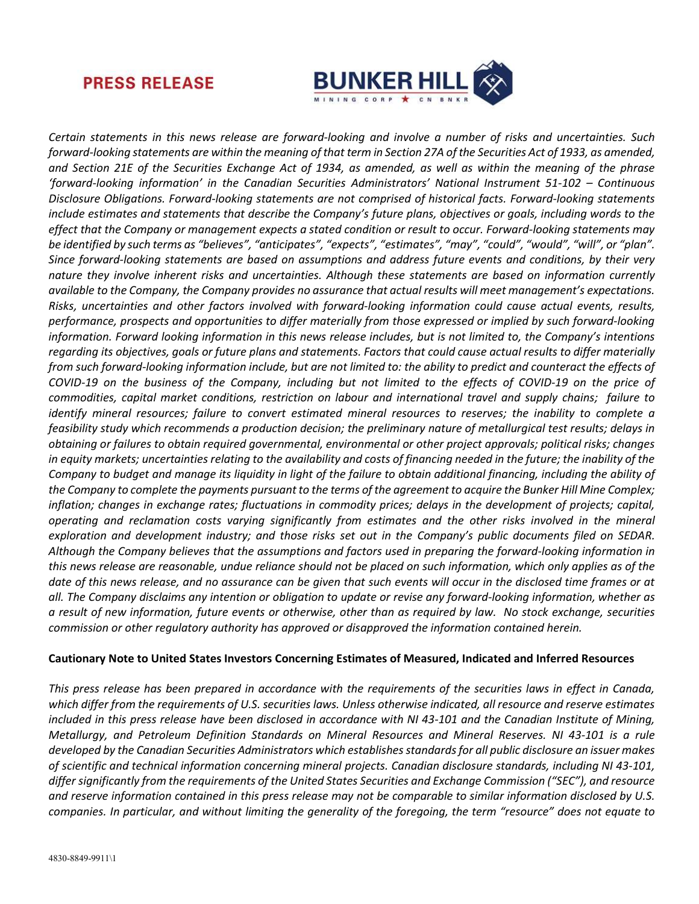*Certain statements in this news release are forward-looking and involve a number of risks and uncertainties. Such forward-looking statements are within the meaning of that term in Section 27A of the Securities Act of 1933, as amended, and Section 21E of the Securities Exchange Act of 1934, as amended, as well as within the meaning of the phrase 'forward-looking information' in the Canadian Securities Administrators' National Instrument 51-102 – Continuous Disclosure Obligations. Forward-looking statements are not comprised of historical facts. Forward-looking statements include estimates and statements that describe the Company's future plans, objectives or goals, including words to the effect that the Company or management expects a stated condition or result to occur. Forward-looking statements may be identified by such terms as "believes", "anticipates", "expects", "estimates", "may", "could", "would", "will", or "plan". Since forward-looking statements are based on assumptions and address future events and conditions, by their very nature they involve inherent risks and uncertainties. Although these statements are based on information currently available to the Company, the Company provides no assurance that actual results will meet management's expectations. Risks, uncertainties and other factors involved with forward-looking information could cause actual events, results, performance, prospects and opportunities to differ materially from those expressed or implied by such forward-looking information. Forward looking information in this news release includes, but is not limited to, the Company's intentions regarding its objectives, goals or future plans and statements. Factors that could cause actual results to differ materially from such forward-looking information include, but are not limited to: the ability to predict and counteract the effects of COVID-19 on the business of the Company, including but not limited to the effects of COVID-19 on the price of commodities, capital market conditions, restriction on labour and international travel and supply chains; failure to identify mineral resources; failure to convert estimated mineral resources to reserves; the inability to complete a feasibility study which recommends a production decision; the preliminary nature of metallurgical test results; delays in obtaining or failures to obtain required governmental, environmental or other project approvals; political risks; changes in equity markets; uncertainties relating to the availability and costs of financing needed in the future; the inability of the Company to budget and manage its liquidity in light of the failure to obtain additional financing, including the ability of the Company to complete the payments pursuant to the terms of the agreement to acquire the Bunker Hill Mine Complex; inflation; changes in exchange rates; fluctuations in commodity prices; delays in the development of projects; capital, operating and reclamation costs varying significantly from estimates and the other risks involved in the mineral exploration and development industry; and those risks set out in the Company's public documents filed on SEDAR. Although the Company believes that the assumptions and factors used in preparing the forward-looking information in this news release are reasonable, undue reliance should not be placed on such information, which only applies as of the date of this news release, and no assurance can be given that such events will occur in the disclosed time frames or at all. The Company disclaims any intention or obligation to update or revise any forward-looking information, whether as a result of new information, future events or otherwise, other than as required by law. No stock exchange, securities commission or other regulatory authority has approved or disapproved the information contained herein.*

**Cautionary Note to United States Investors Concerning Estimates of Measured, Indicated and Inferred Resources**

*This press release has been prepared in accordance with the requirements of the securities laws in effect in Canada, which differ from the requirements of U.S. securities laws. Unless otherwise indicated, all resource and reserve estimates included in this press release have been disclosed in accordance with NI 43-101 and the Canadian Institute of Mining, Metallurgy, and Petroleum Definition Standards on Mineral Resources and Mineral Reserves. NI 43-101 is a rule developed by the Canadian Securities Administrators which establishes standards for all public disclosure an issuer makes of scientific and technical information concerning mineral projects. Canadian disclosure standards, including NI 43-101, differ significantly from the requirements of the United States Securities and Exchange Commission ("SEC"), and resource and reserve information contained in this press release may not be comparable to similar information disclosed by U.S. companies. In particular, and without limiting the generality of the foregoing, the term "resource" does not equate to*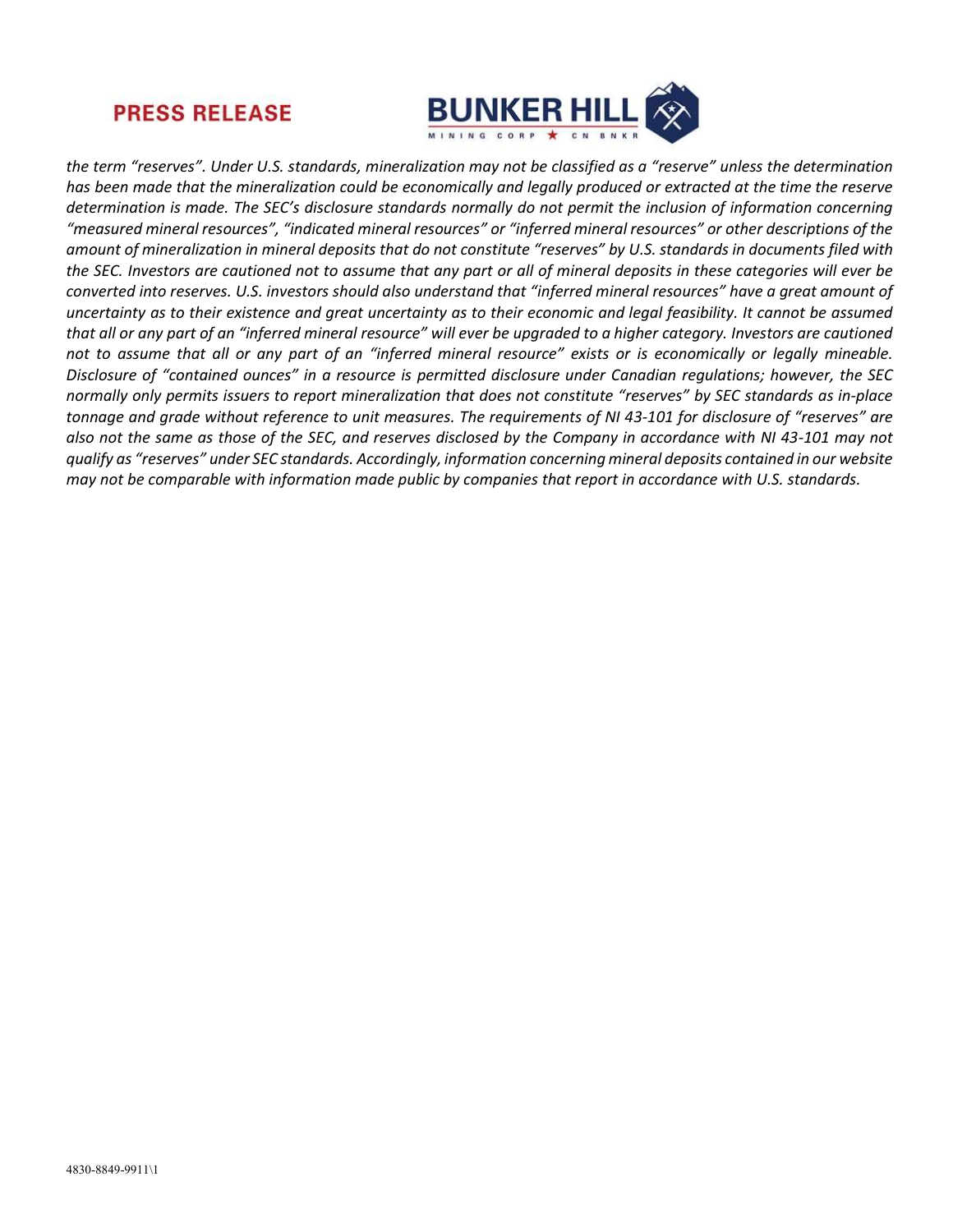*the term "reserves". Under U.S. standards, mineralization may not be classified as a "reserve" unless the determination has been made that the mineralization could be economically and legally produced or extracted at the time the reserve determination is made. The SEC's disclosure standards normally do not permit the inclusion of information concerning "measured mineral resources", "indicated mineral resources" or "inferred mineral resources" or other descriptions of the amount of mineralization in mineral deposits that do not constitute "reserves" by U.S. standards in documents filed with the SEC. Investors are cautioned not to assume that any part or all of mineral deposits in these categories will ever be converted into reserves. U.S. investors should also understand that "inferred mineral resources" have a great amount of uncertainty as to their existence and great uncertainty as to their economic and legal feasibility. It cannot be assumed that all or any part of an "inferred mineral resource" will ever be upgraded to a higher category. Investors are cautioned not to assume that all or any part of an "inferred mineral resource" exists or is economically or legally mineable. Disclosure of "contained ounces" in a resource is permitted disclosure under Canadian regulations; however, the SEC normally only permits issuers to report mineralization that does not constitute "reserves" by SEC standards as in-place tonnage and grade without reference to unit measures. The requirements of NI 43-101 for disclosure of "reserves" are also not the same as those of the SEC, and reserves disclosed by the Company in accordance with NI 43-101 may not qualify as "reserves" under SEC standards. Accordingly, information concerning mineral deposits contained in our website may not be comparable with information made public by companies that report in accordance with U.S. standards.*

4830-8849-9911\1